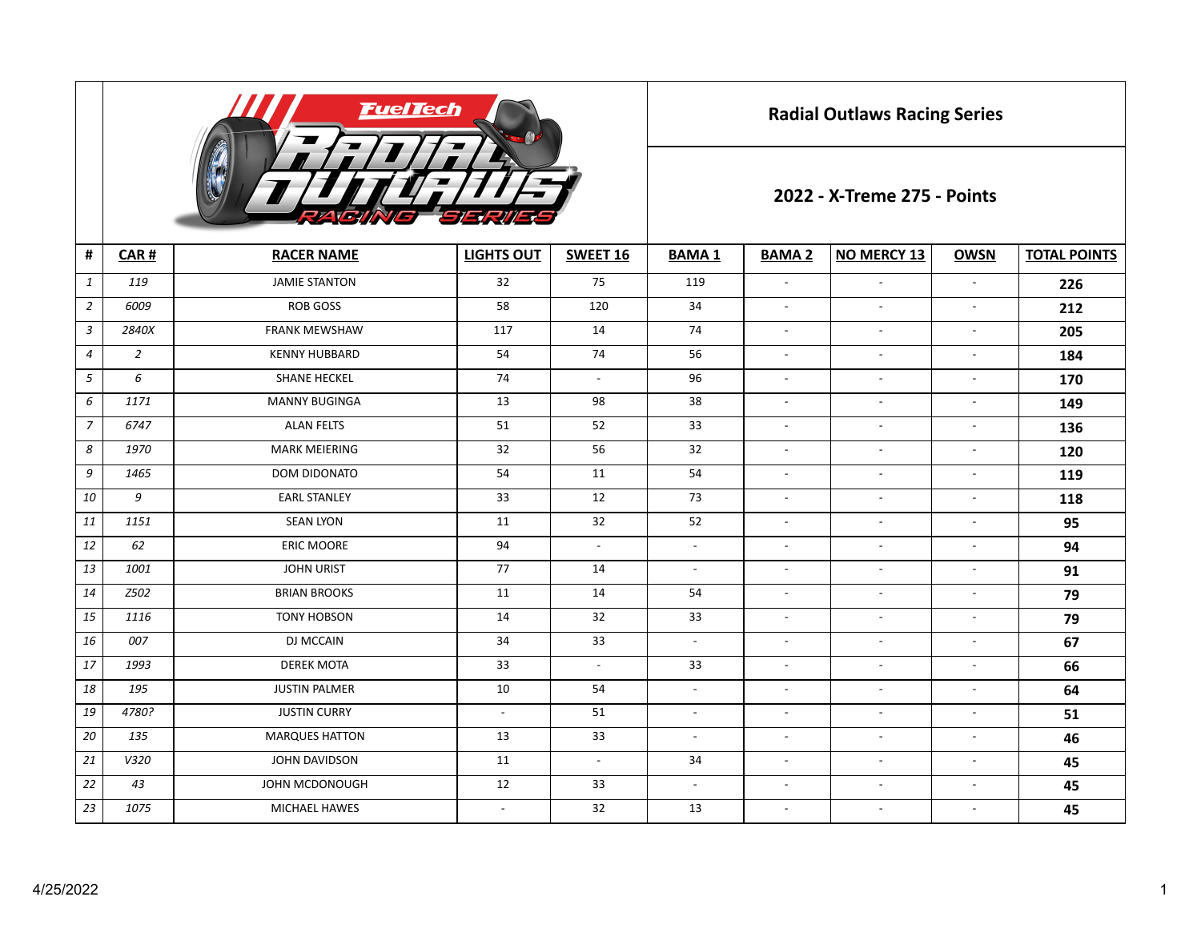## Radial Outlaws Racing Series

## 2022 - X-Treme 275 - Points

| # | CAR # | RACER NAME | LIGHTS OUT | SWEET 16 | BAMA 1 | BAMA 2 | NO MERCY 13 | OWSN | TOTAL POINTS |
|---|---|---|---|---|---|---|---|---|---|
| 1 | 119 | JAMIE STANTON | 32 | 75 | 119 | - | - | - | **226** |
| 2 | 6009 | ROB GOSS | 58 | 120 | 34 | - | - | - | **212** |
| 3 | 2840X | FRANK MEWSHAW | 117 | 14 | 74 | - | - | - | **205** |
| 4 | 2 | KENNY HUBBARD | 54 | 74 | 56 | - | - | - | **184** |
| 5 | 6 | SHANE HECKEL | 74 | - | 96 | - | - | - | **170** |
| 6 | 1171 | MANNY BUGINGA | 13 | 98 | 38 | - | - | - | **149** |
| 7 | 6747 | ALAN FELTS | 51 | 52 | 33 | - | - | - | **136** |
| 8 | 1970 | MARK MEIERING | 32 | 56 | 32 | - | - | - | **120** |
| 9 | 1465 | DOM DIDONATO | 54 | 11 | 54 | - | - | - | **119** |
| 10 | 9 | EARL STANLEY | 33 | 12 | 73 | - | - | - | **118** |
| 11 | 1151 | SEAN LYON | 11 | 32 | 52 | - | - | - | **95** |
| 12 | 62 | ERIC MOORE | 94 | - | - | - | - | - | **94** |
| 13 | 1001 | JOHN URIST | 77 | 14 | - | - | - | - | **91** |
| 14 | Z502 | BRIAN BROOKS | 11 | 14 | 54 | - | - | - | **79** |
| 15 | 1116 | TONY HOBSON | 14 | 32 | 33 | - | - | - | **79** |
| 16 | 007 | DJ MCCAIN | 34 | 33 | - | - | - | - | **67** |
| 17 | 1993 | DEREK MOTA | 33 | - | 33 | - | - | - | **66** |
| 18 | 195 | JUSTIN PALMER | 10 | 54 | - | - | - | - | **64** |
| 19 | 4780? | JUSTIN CURRY | - | 51 | - | - | - | - | **51** |
| 20 | 135 | MARQUES HATTON | 13 | 33 | - | - | - | - | **46** |
| 21 | V320 | JOHN DAVIDSON | 11 | - | 34 | - | - | - | **45** |
| 22 | 43 | JOHN MCDONOUGH | 12 | 33 | - | - | - | - | **45** |
| 23 | 1075 | MICHAEL HAWES | - | 32 | 13 | - | - | - | **45** |

4/25/2022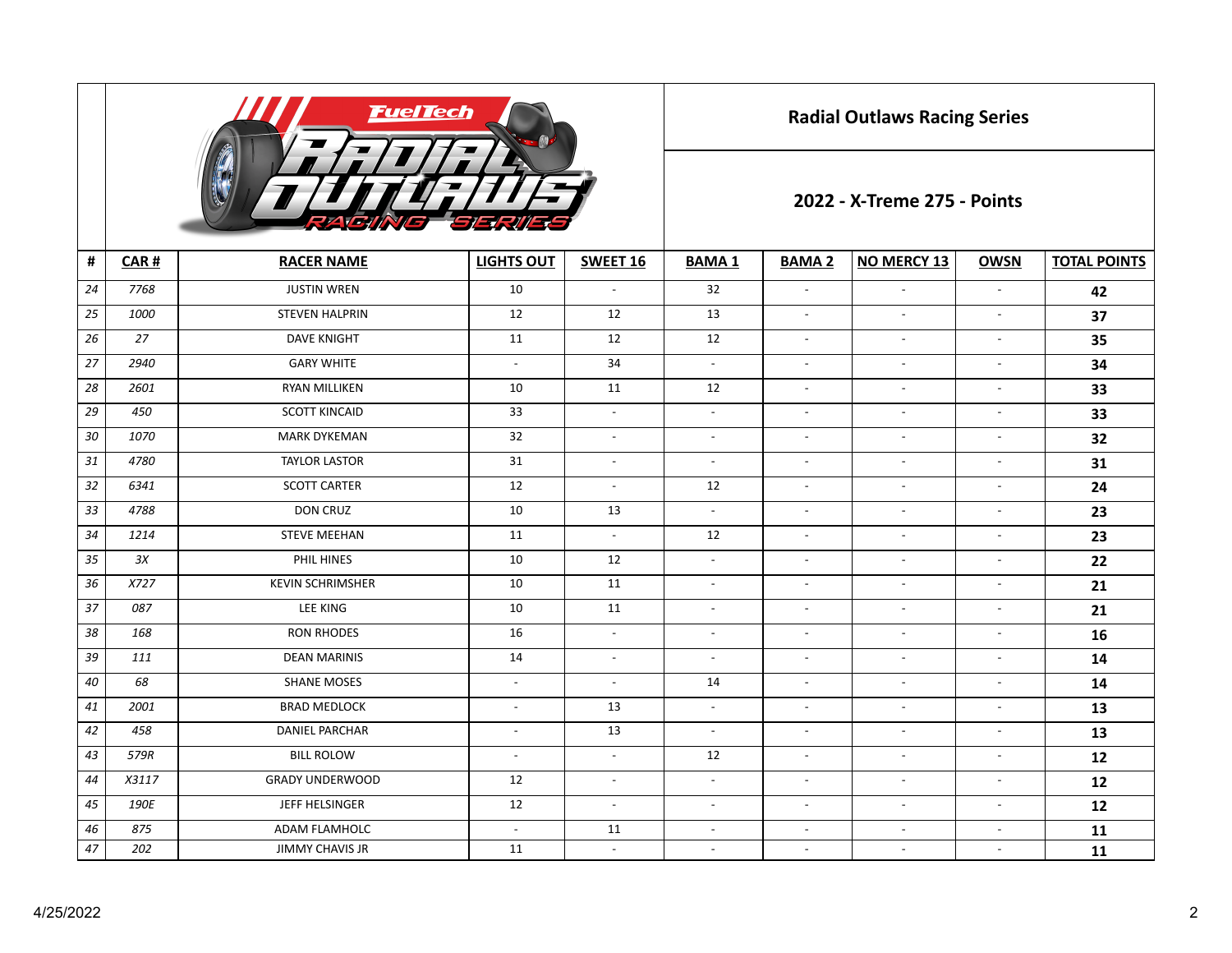## Radial Outlaws Racing Series

## 2022 - X-Treme 275 - Points

| # | CAR # | RACER NAME | LIGHTS OUT | SWEET 16 | BAMA 1 | BAMA 2 | NO MERCY 13 | OWSN | TOTAL POINTS |
|---|---|---|---|---|---|---|---|---|---|
| 24 | 7768 | JUSTIN WREN | 10 | - | 32 | - | - | - | **42** |
| 25 | 1000 | STEVEN HALPRIN | 12 | 12 | 13 | - | - | - | **37** |
| 26 | 27 | DAVE KNIGHT | 11 | 12 | 12 | - | - | - | **35** |
| 27 | 2940 | GARY WHITE | - | 34 | - | - | - | - | **34** |
| 28 | 2601 | RYAN MILLIKEN | 10 | 11 | 12 | - | - | - | **33** |
| 29 | 450 | SCOTT KINCAID | 33 | - | - | - | - | - | **33** |
| 30 | 1070 | MARK DYKEMAN | 32 | - | - | - | - | - | **32** |
| 31 | 4780 | TAYLOR LASTOR | 31 | - | - | - | - | - | **31** |
| 32 | 6341 | SCOTT CARTER | 12 | - | 12 | - | - | - | **24** |
| 33 | 4788 | DON CRUZ | 10 | 13 | - | - | - | - | **23** |
| 34 | 1214 | STEVE MEEHAN | 11 | - | 12 | - | - | - | **23** |
| 35 | 3X | PHIL HINES | 10 | 12 | - | - | - | - | **22** |
| 36 | X727 | KEVIN SCHRIMSHER | 10 | 11 | - | - | - | - | **21** |
| 37 | 087 | LEE KING | 10 | 11 | - | - | - | - | **21** |
| 38 | 168 | RON RHODES | 16 | - | - | - | - | - | **16** |
| 39 | 111 | DEAN MARINIS | 14 | - | - | - | - | - | **14** |
| 40 | 68 | SHANE MOSES | - | - | 14 | - | - | - | **14** |
| 41 | 2001 | BRAD MEDLOCK | - | 13 | - | - | - | - | **13** |
| 42 | 458 | DANIEL PARCHAR | - | 13 | - | - | - | - | **13** |
| 43 | 579R | BILL ROLOW | - | - | 12 | - | - | - | **12** |
| 44 | X3117 | GRADY UNDERWOOD | 12 | - | - | - | - | - | **12** |
| 45 | 190E | JEFF HELSINGER | 12 | - | - | - | - | - | **12** |
| 46 | 875 | ADAM FLAMHOLC | - | 11 | - | - | - | - | **11** |
| 47 | 202 | JIMMY CHAVIS JR | 11 | - | - | - | - | - | **11** |

4/25/2022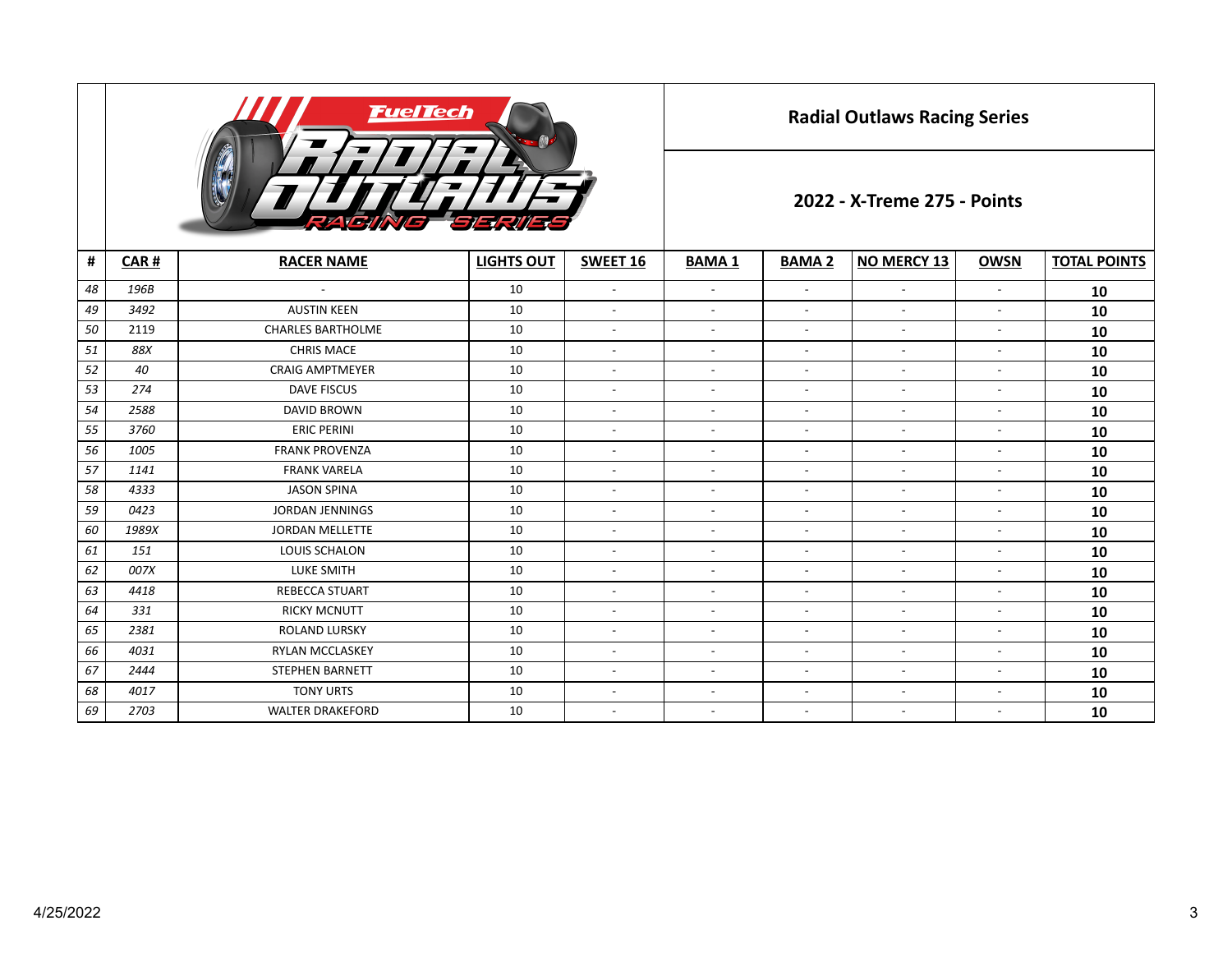## Radial Outlaws Racing Series

## 2022 - X-Treme 275 - Points

| # | CAR # | RACER NAME | LIGHTS OUT | SWEET 16 | BAMA 1 | BAMA 2 | NO MERCY 13 | OWSN | TOTAL POINTS |
|---|---|---|---|---|---|---|---|---|---|
| 48 | 196B | - | 10 | - | - | - | - | - | **10** |
| 49 | 3492 | AUSTIN KEEN | 10 | - | - | - | - | - | **10** |
| 50 | 2119 | CHARLES BARTHOLME | 10 | - | - | - | - | - | **10** |
| 51 | 88X | CHRIS MACE | 10 | - | - | - | - | - | **10** |
| 52 | 40 | CRAIG AMPTMEYER | 10 | - | - | - | - | - | **10** |
| 53 | 274 | DAVE FISCUS | 10 | - | - | - | - | - | **10** |
| 54 | 2588 | DAVID BROWN | 10 | - | - | - | - | - | **10** |
| 55 | 3760 | ERIC PERINI | 10 | - | - | - | - | - | **10** |
| 56 | 1005 | FRANK PROVENZA | 10 | - | - | - | - | - | **10** |
| 57 | 1141 | FRANK VARELA | 10 | - | - | - | - | - | **10** |
| 58 | 4333 | JASON SPINA | 10 | - | - | - | - | - | **10** |
| 59 | 0423 | JORDAN JENNINGS | 10 | - | - | - | - | - | **10** |
| 60 | 1989X | JORDAN MELLETTE | 10 | - | - | - | - | - | **10** |
| 61 | 151 | LOUIS SCHALON | 10 | - | - | - | - | - | **10** |
| 62 | 007X | LUKE SMITH | 10 | - | - | - | - | - | **10** |
| 63 | 4418 | REBECCA STUART | 10 | - | - | - | - | - | **10** |
| 64 | 331 | RICKY MCNUTT | 10 | - | - | - | - | - | **10** |
| 65 | 2381 | ROLAND LURSKY | 10 | - | - | - | - | - | **10** |
| 66 | 4031 | RYLAN MCCLASKEY | 10 | - | - | - | - | - | **10** |
| 67 | 2444 | STEPHEN BARNETT | 10 | - | - | - | - | - | **10** |
| 68 | 4017 | TONY URTS | 10 | - | - | - | - | - | **10** |
| 69 | 2703 | WALTER DRAKEFORD | 10 | - | - | - | - | - | **10** |

4/25/2022